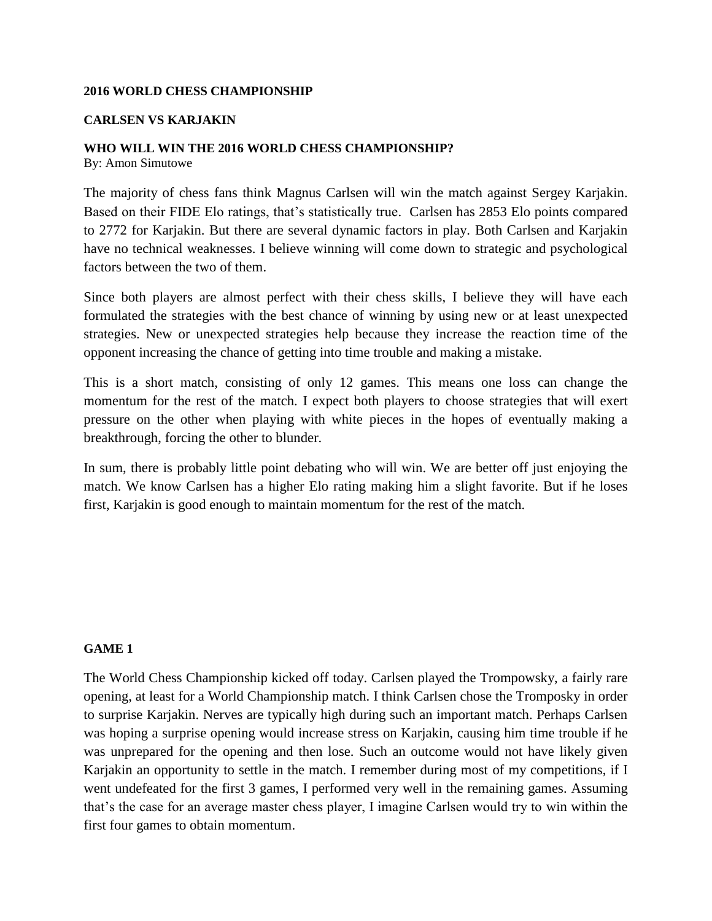**2016 WORLD CHESS CHAMPIONSHIP**

**CARLSEN VS KARJAKIN**

**WHO WILL WIN THE 2016 WORLD CHESS CHAMPIONSHIP?**
By: Amon Simutowe

The majority of chess fans think Magnus Carlsen will win the match against Sergey Karjakin. Based on their FIDE Elo ratings, that's statistically true. Carlsen has 2853 Elo points compared to 2772 for Karjakin. But there are several dynamic factors in play. Both Carlsen and Karjakin have no technical weaknesses. I believe winning will come down to strategic and psychological factors between the two of them.

Since both players are almost perfect with their chess skills, I believe they will have each formulated the strategies with the best chance of winning by using new or at least unexpected strategies. New or unexpected strategies help because they increase the reaction time of the opponent increasing the chance of getting into time trouble and making a mistake.

This is a short match, consisting of only 12 games. This means one loss can change the momentum for the rest of the match. I expect both players to choose strategies that will exert pressure on the other when playing with white pieces in the hopes of eventually making a breakthrough, forcing the other to blunder.

In sum, there is probably little point debating who will win. We are better off just enjoying the match. We know Carlsen has a higher Elo rating making him a slight favorite. But if he loses first, Karjakin is good enough to maintain momentum for the rest of the match.

**GAME 1**

The World Chess Championship kicked off today. Carlsen played the Trompowsky, a fairly rare opening, at least for a World Championship match. I think Carlsen chose the Tromposky in order to surprise Karjakin. Nerves are typically high during such an important match. Perhaps Carlsen was hoping a surprise opening would increase stress on Karjakin, causing him time trouble if he was unprepared for the opening and then lose. Such an outcome would not have likely given Karjakin an opportunity to settle in the match. I remember during most of my competitions, if I went undefeated for the first 3 games, I performed very well in the remaining games. Assuming that's the case for an average master chess player, I imagine Carlsen would try to win within the first four games to obtain momentum.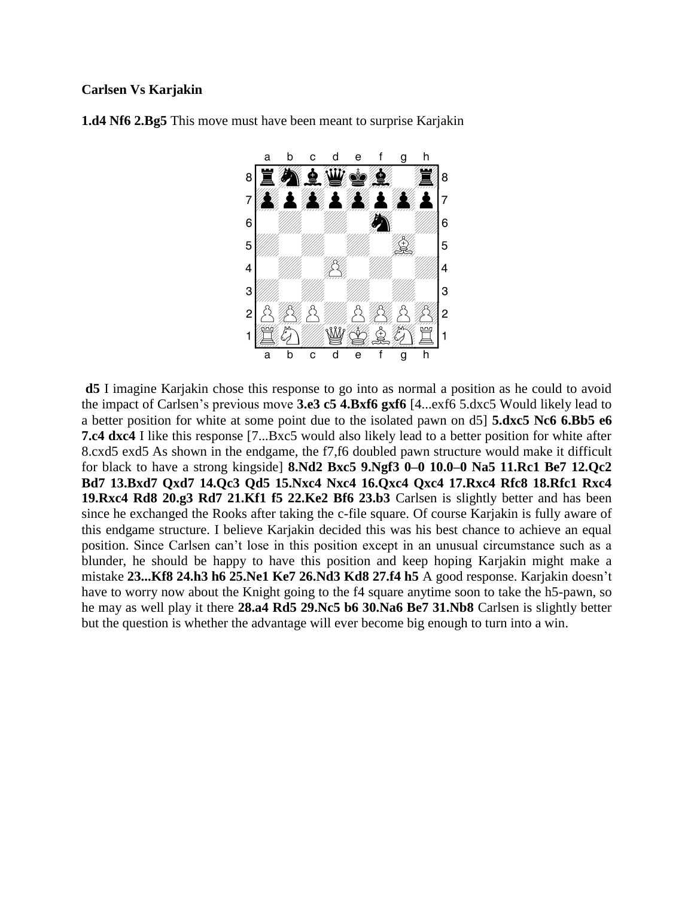**Carlsen Vs Karjakin**

**1.d4 Nf6 2.Bg5** This move must have been meant to surprise Karjakin

**d5** I imagine Karjakin chose this response to go into as normal a position as he could to avoid the impact of Carlsen's previous move **3.e3 c5 4.Bxf6 gxf6** [4...exf6 5.dxc5 Would likely lead to a better position for white at some point due to the isolated pawn on d5] **5.dxc5 Nc6 6.Bb5 e6 7.c4 dxc4** I like this response [7...Bxc5 would also likely lead to a better position for white after 8.cxd5 exd5 As shown in the endgame, the f7,f6 doubled pawn structure would make it difficult for black to have a strong kingside] **8.Nd2 Bxc5 9.Ngf3 0–0 10.0–0 Na5 11.Rc1 Be7 12.Qc2 Bd7 13.Bxd7 Qxd7 14.Qc3 Qd5 15.Nxc4 Nxc4 16.Qxc4 Qxc4 17.Rxc4 Rfc8 18.Rfc1 Rxc4 19.Rxc4 Rd8 20.g3 Rd7 21.Kf1 f5 22.Ke2 Bf6 23.b3** Carlsen is slightly better and has been since he exchanged the Rooks after taking the c-file square. Of course Karjakin is fully aware of this endgame structure. I believe Karjakin decided this was his best chance to achieve an equal position. Since Carlsen can't lose in this position except in an unusual circumstance such as a blunder, he should be happy to have this position and keep hoping Karjakin might make a mistake **23...Kf8 24.h3 h6 25.Ne1 Ke7 26.Nd3 Kd8 27.f4 h5** A good response. Karjakin doesn't have to worry now about the Knight going to the f4 square anytime soon to take the h5-pawn, so he may as well play it there **28.a4 Rd5 29.Nc5 b6 30.Na6 Be7 31.Nb8** Carlsen is slightly better but the question is whether the advantage will ever become big enough to turn into a win.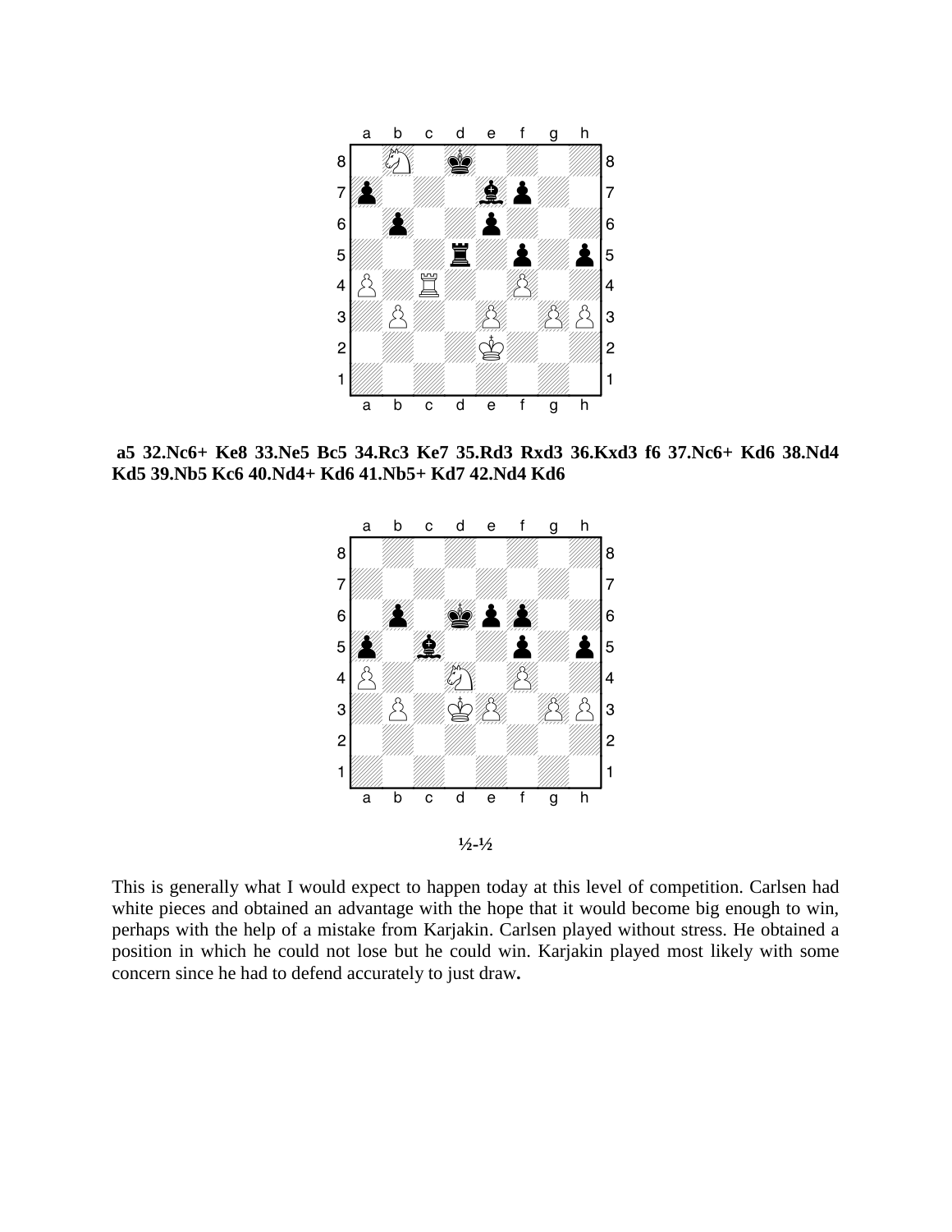**a5 32.Nc6+ Ke8 33.Ne5 Bc5 34.Rc3 Ke7 35.Rd3 Rxd3 36.Kxd3 f6 37.Nc6+ Kd6 38.Nd4 Kd5 39.Nb5 Kc6 40.Nd4+ Kd6 41.Nb5+ Kd7 42.Nd4 Kd6**

½-½

This is generally what I would expect to happen today at this level of competition. Carlsen had white pieces and obtained an advantage with the hope that it would become big enough to win, perhaps with the help of a mistake from Karjakin. Carlsen played without stress. He obtained a position in which he could not lose but he could win. Karjakin played most likely with some concern since he had to defend accurately to just draw**.**